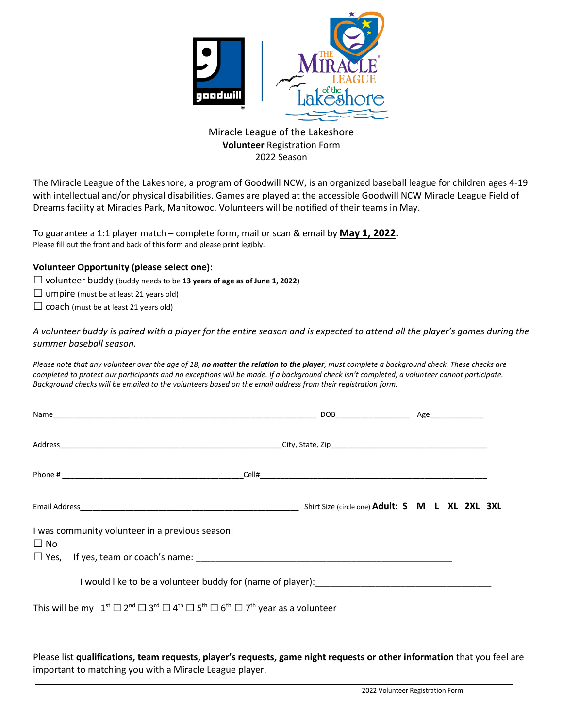Miracle League of the Lakeshore
**Volunteer** Registration Form
2022 Season

The Miracle League of the Lakeshore, a program of Goodwill NCW, is an organized baseball league for children ages 4-19 with intellectual and/or physical disabilities. Games are played at the accessible Goodwill NCW Miracle League Field of Dreams facility at Miracles Park, Manitowoc. Volunteers will be notified of their teams in May.

To guarantee a 1:1 player match – complete form, mail or scan & email by **May 1, 2022.**
Please fill out the front and back of this form and please print legibly.

**Volunteer Opportunity (please select one):**

☐ volunteer buddy (buddy needs to be **13 years of age as of June 1, 2022)**
☐ umpire (must be at least 21 years old)
☐ coach (must be at least 21 years old)

*A volunteer buddy is paired with a player for the entire season and is expected to attend all the player's games during the summer baseball season.*

*Please note that any volunteer over the age of 18, **no matter the relation to the player**, must complete a background check. These checks are completed to protect our participants and no exceptions will be made. If a background check isn't completed, a volunteer cannot participate. Background checks will be emailed to the volunteers based on the email address from their registration form.*

Name_______________________________________________ DOB_______________ Age___________

Address_____________________________________________City, State, Zip________________________________

Phone # ____________________________________Cell#_____________________________________________

Email Address_______________________________________________ Shirt Size (circle one) **Adult: S M L XL 2XL 3XL**

I was community volunteer in a previous season:
☐ No
☐ Yes, If yes, team or coach's name: ______________________________________________

I would like to be a volunteer buddy for (name of player):________________________________

This will be my 1st ☐ 2nd ☐ 3rd ☐ 4th ☐ 5th ☐ 6th ☐ 7th year as a volunteer

Please list **qualifications, team requests, player's requests, game night requests or other information** that you feel are important to matching you with a Miracle League player.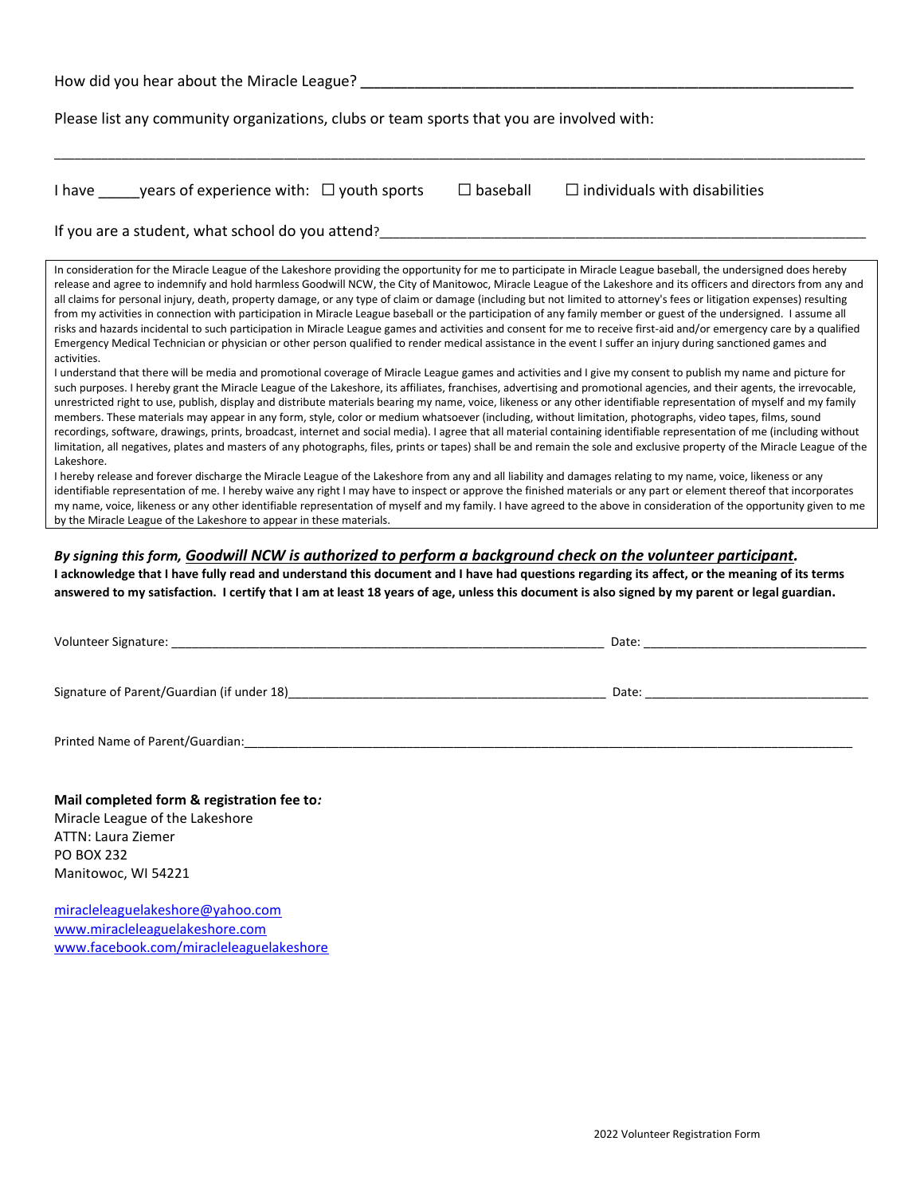How did you hear about the Miracle League? ___________________________________________________________

Please list any community organizations, clubs or team sports that you are involved with:

_____________________________________________________________________________________________________

I have _____years of experience with: ☐ youth sports ☐ baseball ☐ individuals with disabilities

If you are a student, what school do you attend?______________________________________________________________

In consideration for the Miracle League of the Lakeshore providing the opportunity for me to participate in Miracle League baseball, the undersigned does hereby release and agree to indemnify and hold harmless Goodwill NCW, the City of Manitowoc, Miracle League of the Lakeshore and its officers and directors from any and all claims for personal injury, death, property damage, or any type of claim or damage (including but not limited to attorney's fees or litigation expenses) resulting from my activities in connection with participation in Miracle League baseball or the participation of any family member or guest of the undersigned. I assume all risks and hazards incidental to such participation in Miracle League games and activities and consent for me to receive first-aid and/or emergency care by a qualified Emergency Medical Technician or physician or other person qualified to render medical assistance in the event I suffer an injury during sanctioned games and activities.

I understand that there will be media and promotional coverage of Miracle League games and activities and I give my consent to publish my name and picture for such purposes. I hereby grant the Miracle League of the Lakeshore, its affiliates, franchises, advertising and promotional agencies, and their agents, the irrevocable, unrestricted right to use, publish, display and distribute materials bearing my name, voice, likeness or any other identifiable representation of myself and my family members. These materials may appear in any form, style, color or medium whatsoever (including, without limitation, photographs, video tapes, films, sound recordings, software, drawings, prints, broadcast, internet and social media). I agree that all material containing identifiable representation of me (including without limitation, all negatives, plates and masters of any photographs, files, prints or tapes) shall be and remain the sole and exclusive property of the Miracle League of the Lakeshore.

I hereby release and forever discharge the Miracle League of the Lakeshore from any and all liability and damages relating to my name, voice, likeness or any identifiable representation of me. I hereby waive any right I may have to inspect or approve the finished materials or any part or element thereof that incorporates my name, voice, likeness or any other identifiable representation of myself and my family. I have agreed to the above in consideration of the opportunity given to me by the Miracle League of the Lakeshore to appear in these materials.

***By signing this form, Goodwill NCW is authorized to perform a background check on the volunteer participant.***

**I acknowledge that I have fully read and understand this document and I have had questions regarding its affect, or the meaning of its terms answered to my satisfaction. I certify that I am at least 18 years of age, unless this document is also signed by my parent or legal guardian.**

Volunteer Signature: _______________________________________________________ Date: ______________________________

Signature of Parent/Guardian (if under 18)_____________________________________________ Date: ______________________________

Printed Name of Parent/Guardian:_______________________________________________________________________________

**Mail completed form & registration fee to*:***

Miracle League of the Lakeshore
ATTN: Laura Ziemer
PO BOX 232
Manitowoc, WI 54221

miracleleaguelakeshore@yahoo.com
www.miracleleaguelakeshore.com
www.facebook.com/miracleleaguelakeshore

2022 Volunteer Registration Form